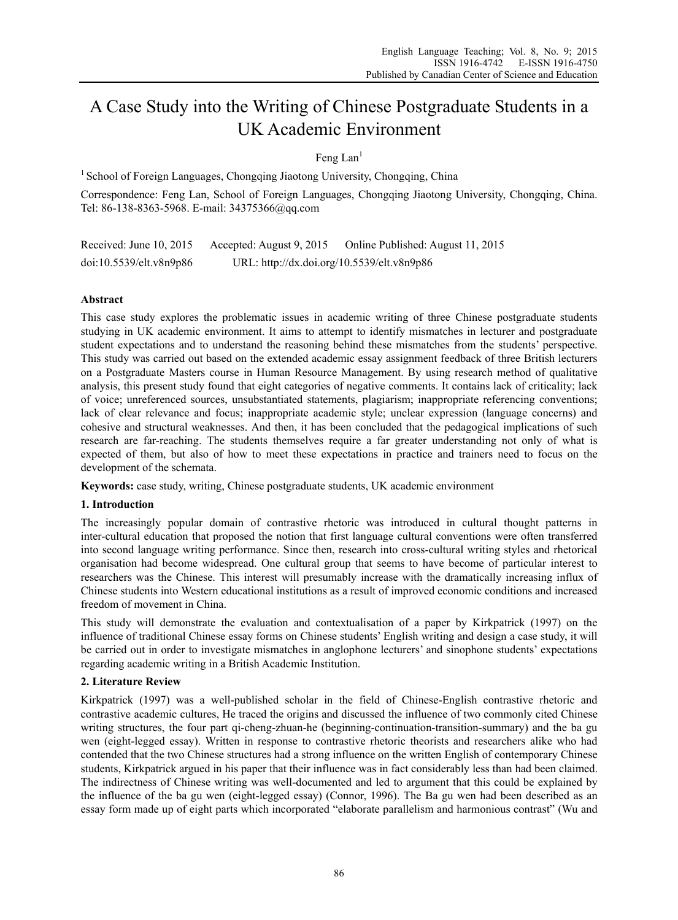# A Case Study into the Writing of Chinese Postgraduate Students in a UK Academic Environment

Feng Lan[1]

[1] School of Foreign Languages, Chongqing Jiaotong University, Chongqing, China

Correspondence: Feng Lan, School of Foreign Languages, Chongqing Jiaotong University, Chongqing, China. Tel: 86-138-8363-5968. E-mail: 34375366@qq.com

Received: June 10, 2015  Accepted: August 9, 2015  Online Published: August 11, 2015

doi:10.5539/elt.v8n9p86  URL: http://dx.doi.org/10.5539/elt.v8n9p86

## Abstract

This case study explores the problematic issues in academic writing of three Chinese postgraduate students studying in UK academic environment. It aims to attempt to identify mismatches in lecturer and postgraduate student expectations and to understand the reasoning behind these mismatches from the students' perspective. This study was carried out based on the extended academic essay assignment feedback of three British lecturers on a Postgraduate Masters course in Human Resource Management. By using research method of qualitative analysis, this present study found that eight categories of negative comments. It contains lack of criticality; lack of voice; unreferenced sources, unsubstantiated statements, plagiarism; inappropriate referencing conventions; lack of clear relevance and focus; inappropriate academic style; unclear expression (language concerns) and cohesive and structural weaknesses. And then, it has been concluded that the pedagogical implications of such research are far-reaching. The students themselves require a far greater understanding not only of what is expected of them, but also of how to meet these expectations in practice and trainers need to focus on the development of the schemata.

**Keywords:** case study, writing, Chinese postgraduate students, UK academic environment

## 1. Introduction

The increasingly popular domain of contrastive rhetoric was introduced in cultural thought patterns in inter-cultural education that proposed the notion that first language cultural conventions were often transferred into second language writing performance. Since then, research into cross-cultural writing styles and rhetorical organisation had become widespread. One cultural group that seems to have become of particular interest to researchers was the Chinese. This interest will presumably increase with the dramatically increasing influx of Chinese students into Western educational institutions as a result of improved economic conditions and increased freedom of movement in China.

This study will demonstrate the evaluation and contextualisation of a paper by Kirkpatrick (1997) on the influence of traditional Chinese essay forms on Chinese students' English writing and design a case study, it will be carried out in order to investigate mismatches in anglophone lecturers' and sinophone students' expectations regarding academic writing in a British Academic Institution.

## 2. Literature Review

Kirkpatrick (1997) was a well-published scholar in the field of Chinese-English contrastive rhetoric and contrastive academic cultures, He traced the origins and discussed the influence of two commonly cited Chinese writing structures, the four part qi-cheng-zhuan-he (beginning-continuation-transition-summary) and the ba gu wen (eight-legged essay). Written in response to contrastive rhetoric theorists and researchers alike who had contended that the two Chinese structures had a strong influence on the written English of contemporary Chinese students, Kirkpatrick argued in his paper that their influence was in fact considerably less than had been claimed. The indirectness of Chinese writing was well-documented and led to argument that this could be explained by the influence of the ba gu wen (eight-legged essay) (Connor, 1996). The Ba gu wen had been described as an essay form made up of eight parts which incorporated "elaborate parallelism and harmonious contrast" (Wu and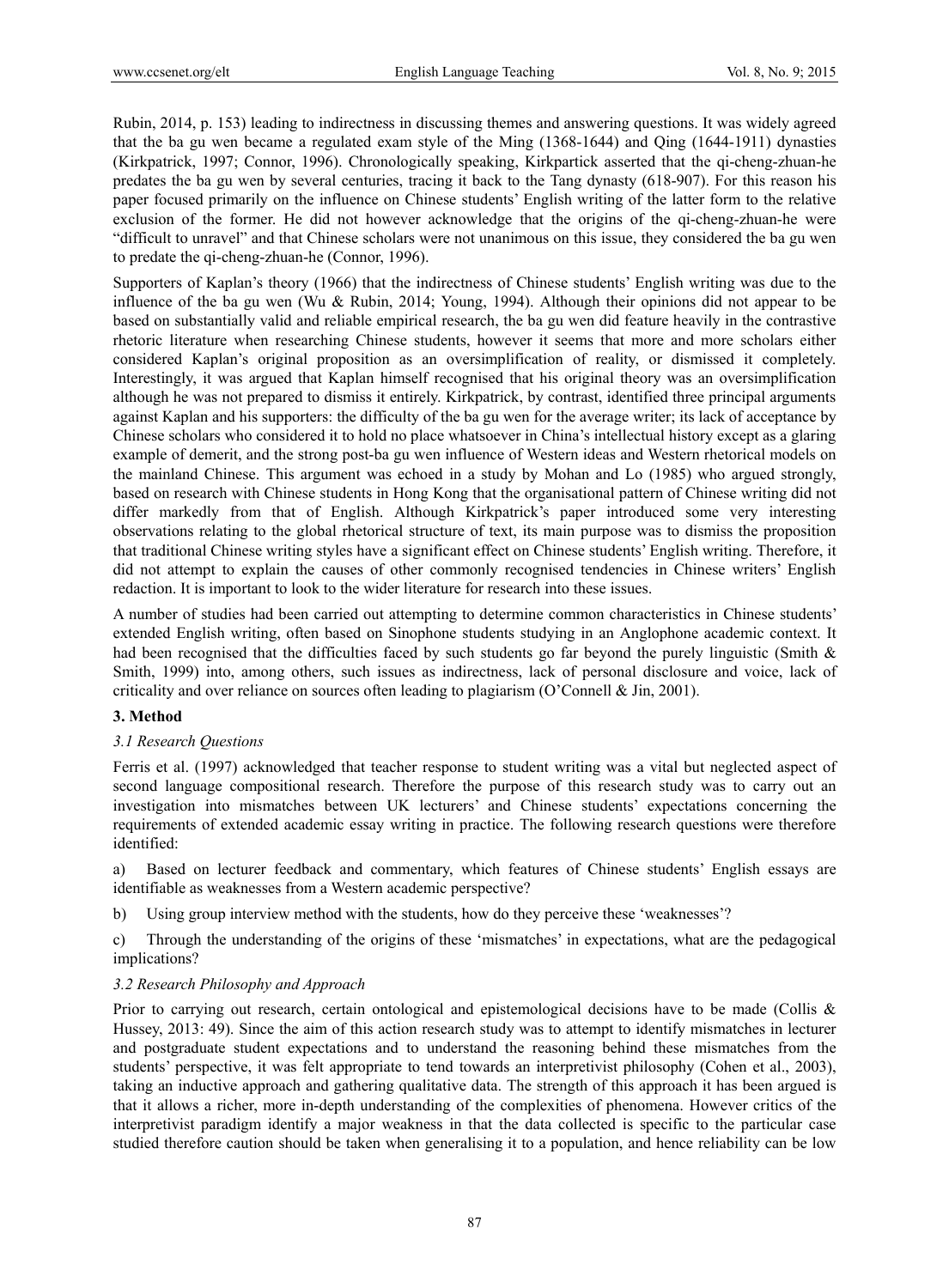Rubin, 2014, p. 153) leading to indirectness in discussing themes and answering questions. It was widely agreed that the ba gu wen became a regulated exam style of the Ming (1368-1644) and Qing (1644-1911) dynasties (Kirkpatrick, 1997; Connor, 1996). Chronologically speaking, Kirkpartick asserted that the qi-cheng-zhuan-he predates the ba gu wen by several centuries, tracing it back to the Tang dynasty (618-907). For this reason his paper focused primarily on the influence on Chinese students' English writing of the latter form to the relative exclusion of the former. He did not however acknowledge that the origins of the qi-cheng-zhuan-he were "difficult to unravel" and that Chinese scholars were not unanimous on this issue, they considered the ba gu wen to predate the qi-cheng-zhuan-he (Connor, 1996).

Supporters of Kaplan's theory (1966) that the indirectness of Chinese students' English writing was due to the influence of the ba gu wen (Wu & Rubin, 2014; Young, 1994). Although their opinions did not appear to be based on substantially valid and reliable empirical research, the ba gu wen did feature heavily in the contrastive rhetoric literature when researching Chinese students, however it seems that more and more scholars either considered Kaplan's original proposition as an oversimplification of reality, or dismissed it completely. Interestingly, it was argued that Kaplan himself recognised that his original theory was an oversimplification although he was not prepared to dismiss it entirely. Kirkpatrick, by contrast, identified three principal arguments against Kaplan and his supporters: the difficulty of the ba gu wen for the average writer; its lack of acceptance by Chinese scholars who considered it to hold no place whatsoever in China's intellectual history except as a glaring example of demerit, and the strong post-ba gu wen influence of Western ideas and Western rhetorical models on the mainland Chinese. This argument was echoed in a study by Mohan and Lo (1985) who argued strongly, based on research with Chinese students in Hong Kong that the organisational pattern of Chinese writing did not differ markedly from that of English. Although Kirkpatrick's paper introduced some very interesting observations relating to the global rhetorical structure of text, its main purpose was to dismiss the proposition that traditional Chinese writing styles have a significant effect on Chinese students' English writing. Therefore, it did not attempt to explain the causes of other commonly recognised tendencies in Chinese writers' English redaction. It is important to look to the wider literature for research into these issues.

A number of studies had been carried out attempting to determine common characteristics in Chinese students' extended English writing, often based on Sinophone students studying in an Anglophone academic context. It had been recognised that the difficulties faced by such students go far beyond the purely linguistic (Smith & Smith, 1999) into, among others, such issues as indirectness, lack of personal disclosure and voice, lack of criticality and over reliance on sources often leading to plagiarism (O'Connell & Jin, 2001).

## 3. Method

### *3.1 Research Questions*

Ferris et al. (1997) acknowledged that teacher response to student writing was a vital but neglected aspect of second language compositional research. Therefore the purpose of this research study was to carry out an investigation into mismatches between UK lecturers' and Chinese students' expectations concerning the requirements of extended academic essay writing in practice. The following research questions were therefore identified:

a) Based on lecturer feedback and commentary, which features of Chinese students' English essays are identifiable as weaknesses from a Western academic perspective?

b) Using group interview method with the students, how do they perceive these 'weaknesses'?

c) Through the understanding of the origins of these 'mismatches' in expectations, what are the pedagogical implications?

### *3.2 Research Philosophy and Approach*

Prior to carrying out research, certain ontological and epistemological decisions have to be made (Collis & Hussey, 2013: 49). Since the aim of this action research study was to attempt to identify mismatches in lecturer and postgraduate student expectations and to understand the reasoning behind these mismatches from the students' perspective, it was felt appropriate to tend towards an interpretivist philosophy (Cohen et al., 2003), taking an inductive approach and gathering qualitative data. The strength of this approach it has been argued is that it allows a richer, more in-depth understanding of the complexities of phenomena. However critics of the interpretivist paradigm identify a major weakness in that the data collected is specific to the particular case studied therefore caution should be taken when generalising it to a population, and hence reliability can be low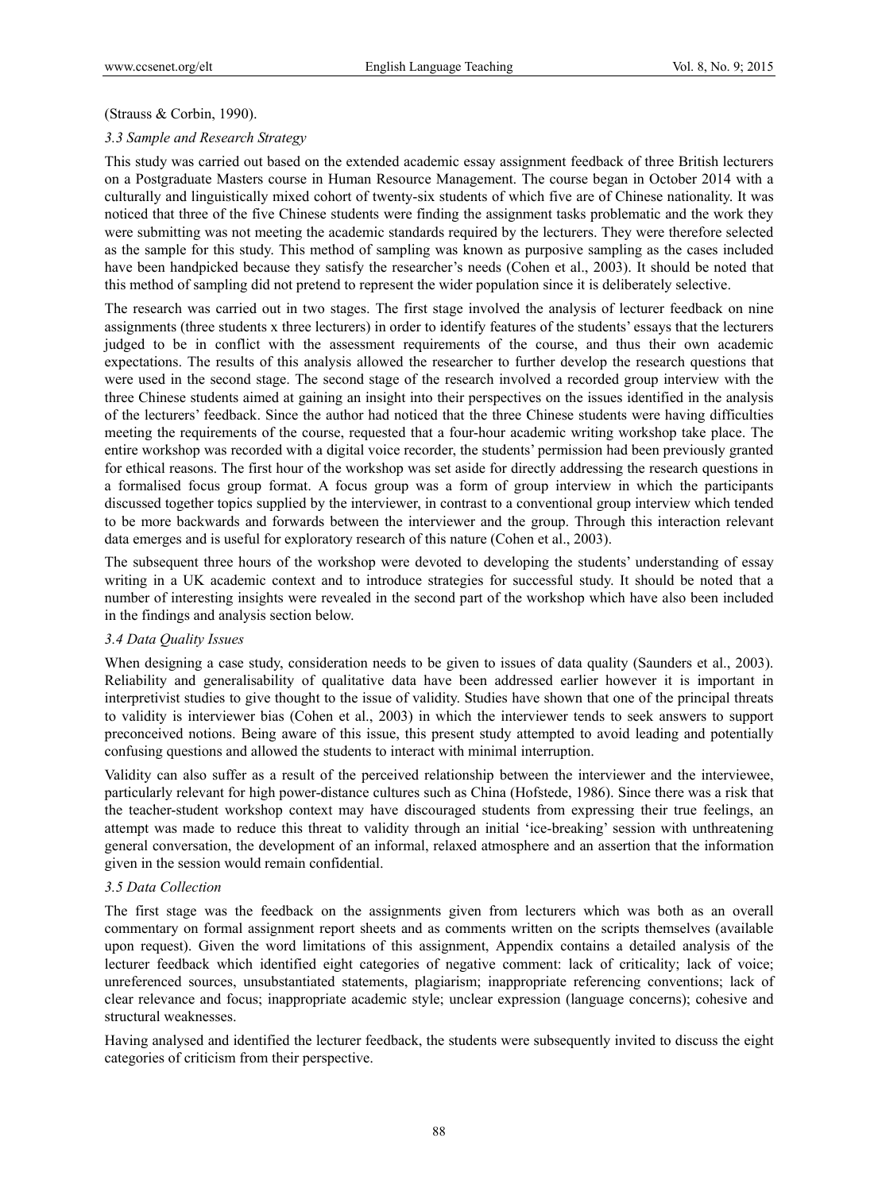(Strauss & Corbin, 1990).

### *3.3 Sample and Research Strategy*

This study was carried out based on the extended academic essay assignment feedback of three British lecturers on a Postgraduate Masters course in Human Resource Management. The course began in October 2014 with a culturally and linguistically mixed cohort of twenty-six students of which five are of Chinese nationality. It was noticed that three of the five Chinese students were finding the assignment tasks problematic and the work they were submitting was not meeting the academic standards required by the lecturers. They were therefore selected as the sample for this study. This method of sampling was known as purposive sampling as the cases included have been handpicked because they satisfy the researcher's needs (Cohen et al., 2003). It should be noted that this method of sampling did not pretend to represent the wider population since it is deliberately selective.

The research was carried out in two stages. The first stage involved the analysis of lecturer feedback on nine assignments (three students x three lecturers) in order to identify features of the students' essays that the lecturers judged to be in conflict with the assessment requirements of the course, and thus their own academic expectations. The results of this analysis allowed the researcher to further develop the research questions that were used in the second stage. The second stage of the research involved a recorded group interview with the three Chinese students aimed at gaining an insight into their perspectives on the issues identified in the analysis of the lecturers' feedback. Since the author had noticed that the three Chinese students were having difficulties meeting the requirements of the course, requested that a four-hour academic writing workshop take place. The entire workshop was recorded with a digital voice recorder, the students' permission had been previously granted for ethical reasons. The first hour of the workshop was set aside for directly addressing the research questions in a formalised focus group format. A focus group was a form of group interview in which the participants discussed together topics supplied by the interviewer, in contrast to a conventional group interview which tended to be more backwards and forwards between the interviewer and the group. Through this interaction relevant data emerges and is useful for exploratory research of this nature (Cohen et al., 2003).

The subsequent three hours of the workshop were devoted to developing the students' understanding of essay writing in a UK academic context and to introduce strategies for successful study. It should be noted that a number of interesting insights were revealed in the second part of the workshop which have also been included in the findings and analysis section below.

### *3.4 Data Quality Issues*

When designing a case study, consideration needs to be given to issues of data quality (Saunders et al., 2003). Reliability and generalisability of qualitative data have been addressed earlier however it is important in interpretivist studies to give thought to the issue of validity. Studies have shown that one of the principal threats to validity is interviewer bias (Cohen et al., 2003) in which the interviewer tends to seek answers to support preconceived notions. Being aware of this issue, this present study attempted to avoid leading and potentially confusing questions and allowed the students to interact with minimal interruption.

Validity can also suffer as a result of the perceived relationship between the interviewer and the interviewee, particularly relevant for high power-distance cultures such as China (Hofstede, 1986). Since there was a risk that the teacher-student workshop context may have discouraged students from expressing their true feelings, an attempt was made to reduce this threat to validity through an initial 'ice-breaking' session with unthreatening general conversation, the development of an informal, relaxed atmosphere and an assertion that the information given in the session would remain confidential.

### *3.5 Data Collection*

The first stage was the feedback on the assignments given from lecturers which was both as an overall commentary on formal assignment report sheets and as comments written on the scripts themselves (available upon request). Given the word limitations of this assignment, Appendix contains a detailed analysis of the lecturer feedback which identified eight categories of negative comment: lack of criticality; lack of voice; unreferenced sources, unsubstantiated statements, plagiarism; inappropriate referencing conventions; lack of clear relevance and focus; inappropriate academic style; unclear expression (language concerns); cohesive and structural weaknesses.

Having analysed and identified the lecturer feedback, the students were subsequently invited to discuss the eight categories of criticism from their perspective.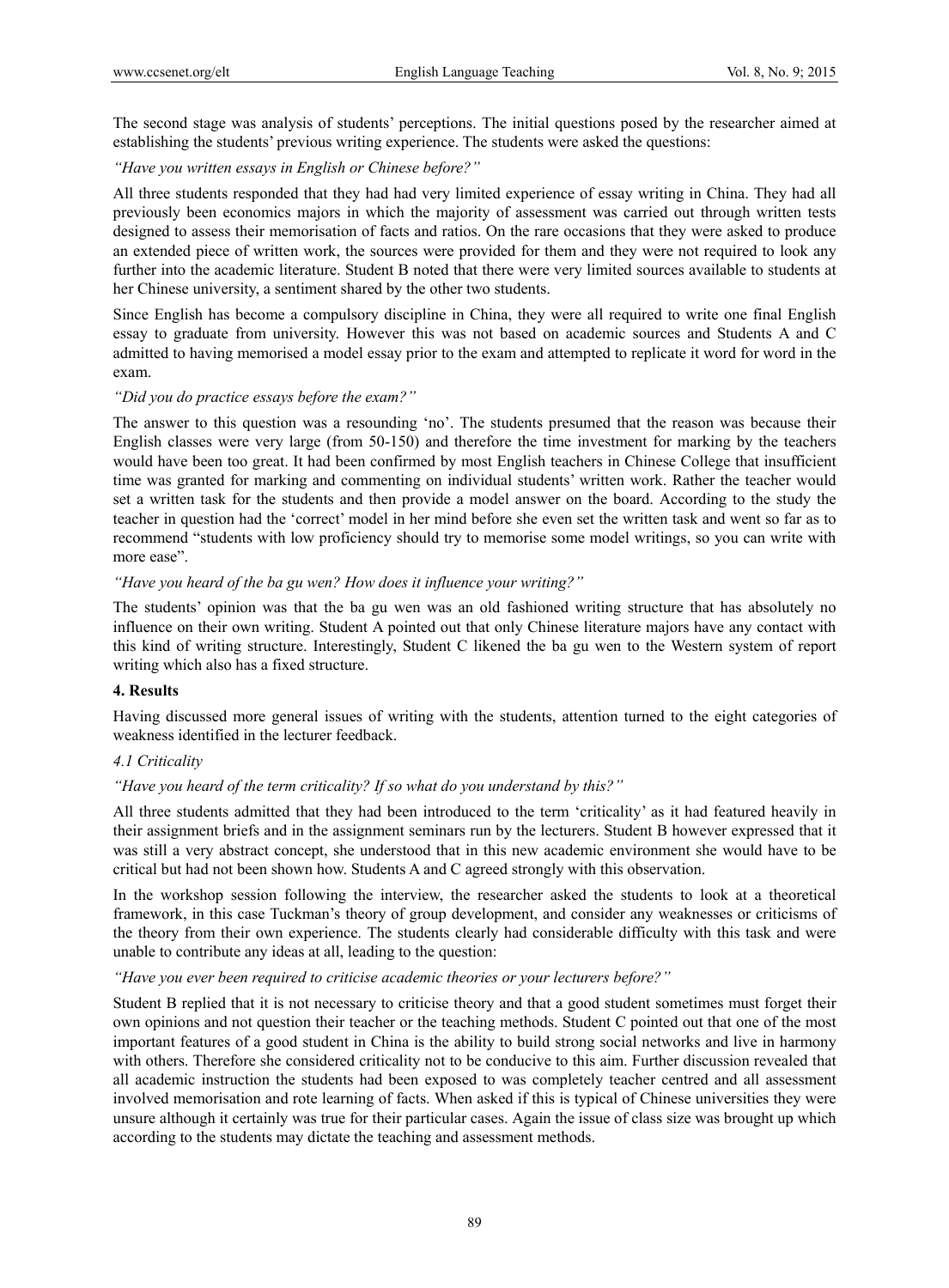The second stage was analysis of students' perceptions. The initial questions posed by the researcher aimed at establishing the students' previous writing experience. The students were asked the questions:

*"Have you written essays in English or Chinese before?"*

All three students responded that they had had very limited experience of essay writing in China. They had all previously been economics majors in which the majority of assessment was carried out through written tests designed to assess their memorisation of facts and ratios. On the rare occasions that they were asked to produce an extended piece of written work, the sources were provided for them and they were not required to look any further into the academic literature. Student B noted that there were very limited sources available to students at her Chinese university, a sentiment shared by the other two students.

Since English has become a compulsory discipline in China, they were all required to write one final English essay to graduate from university. However this was not based on academic sources and Students A and C admitted to having memorised a model essay prior to the exam and attempted to replicate it word for word in the exam.

*"Did you do practice essays before the exam?"*

The answer to this question was a resounding 'no'. The students presumed that the reason was because their English classes were very large (from 50-150) and therefore the time investment for marking by the teachers would have been too great. It had been confirmed by most English teachers in Chinese College that insufficient time was granted for marking and commenting on individual students' written work. Rather the teacher would set a written task for the students and then provide a model answer on the board. According to the study the teacher in question had the 'correct' model in her mind before she even set the written task and went so far as to recommend "students with low proficiency should try to memorise some model writings, so you can write with more ease".

*"Have you heard of the ba gu wen? How does it influence your writing?"*

The students' opinion was that the ba gu wen was an old fashioned writing structure that has absolutely no influence on their own writing. Student A pointed out that only Chinese literature majors have any contact with this kind of writing structure. Interestingly, Student C likened the ba gu wen to the Western system of report writing which also has a fixed structure.

## 4. Results

Having discussed more general issues of writing with the students, attention turned to the eight categories of weakness identified in the lecturer feedback.

### *4.1 Criticality*

*"Have you heard of the term criticality? If so what do you understand by this?"*

All three students admitted that they had been introduced to the term 'criticality' as it had featured heavily in their assignment briefs and in the assignment seminars run by the lecturers. Student B however expressed that it was still a very abstract concept, she understood that in this new academic environment she would have to be critical but had not been shown how. Students A and C agreed strongly with this observation.

In the workshop session following the interview, the researcher asked the students to look at a theoretical framework, in this case Tuckman's theory of group development, and consider any weaknesses or criticisms of the theory from their own experience. The students clearly had considerable difficulty with this task and were unable to contribute any ideas at all, leading to the question:

*"Have you ever been required to criticise academic theories or your lecturers before?"*

Student B replied that it is not necessary to criticise theory and that a good student sometimes must forget their own opinions and not question their teacher or the teaching methods. Student C pointed out that one of the most important features of a good student in China is the ability to build strong social networks and live in harmony with others. Therefore she considered criticality not to be conducive to this aim. Further discussion revealed that all academic instruction the students had been exposed to was completely teacher centred and all assessment involved memorisation and rote learning of facts. When asked if this is typical of Chinese universities they were unsure although it certainly was true for their particular cases. Again the issue of class size was brought up which according to the students may dictate the teaching and assessment methods.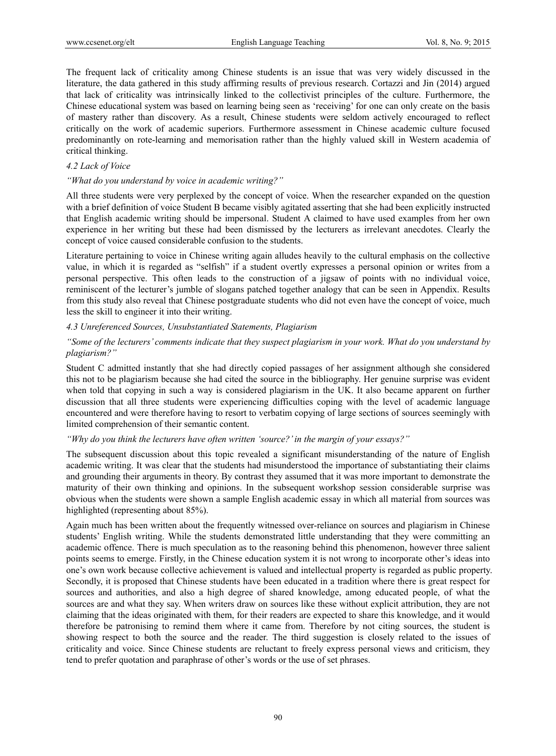The frequent lack of criticality among Chinese students is an issue that was very widely discussed in the literature, the data gathered in this study affirming results of previous research. Cortazzi and Jin (2014) argued that lack of criticality was intrinsically linked to the collectivist principles of the culture. Furthermore, the Chinese educational system was based on learning being seen as 'receiving' for one can only create on the basis of mastery rather than discovery. As a result, Chinese students were seldom actively encouraged to reflect critically on the work of academic superiors. Furthermore assessment in Chinese academic culture focused predominantly on rote-learning and memorisation rather than the highly valued skill in Western academia of critical thinking.

### *4.2 Lack of Voice*

*"What do you understand by voice in academic writing?"*

All three students were very perplexed by the concept of voice. When the researcher expanded on the question with a brief definition of voice Student B became visibly agitated asserting that she had been explicitly instructed that English academic writing should be impersonal. Student A claimed to have used examples from her own experience in her writing but these had been dismissed by the lecturers as irrelevant anecdotes. Clearly the concept of voice caused considerable confusion to the students.

Literature pertaining to voice in Chinese writing again alludes heavily to the cultural emphasis on the collective value, in which it is regarded as "selfish" if a student overtly expresses a personal opinion or writes from a personal perspective. This often leads to the construction of a jigsaw of points with no individual voice, reminiscent of the lecturer's jumble of slogans patched together analogy that can be seen in Appendix. Results from this study also reveal that Chinese postgraduate students who did not even have the concept of voice, much less the skill to engineer it into their writing.

### *4.3 Unreferenced Sources, Unsubstantiated Statements, Plagiarism*

*"Some of the lecturers' comments indicate that they suspect plagiarism in your work. What do you understand by plagiarism?"*

Student C admitted instantly that she had directly copied passages of her assignment although she considered this not to be plagiarism because she had cited the source in the bibliography. Her genuine surprise was evident when told that copying in such a way is considered plagiarism in the UK. It also became apparent on further discussion that all three students were experiencing difficulties coping with the level of academic language encountered and were therefore having to resort to verbatim copying of large sections of sources seemingly with limited comprehension of their semantic content.

*"Why do you think the lecturers have often written 'source?' in the margin of your essays?"*

The subsequent discussion about this topic revealed a significant misunderstanding of the nature of English academic writing. It was clear that the students had misunderstood the importance of substantiating their claims and grounding their arguments in theory. By contrast they assumed that it was more important to demonstrate the maturity of their own thinking and opinions. In the subsequent workshop session considerable surprise was obvious when the students were shown a sample English academic essay in which all material from sources was highlighted (representing about 85%).

Again much has been written about the frequently witnessed over-reliance on sources and plagiarism in Chinese students' English writing. While the students demonstrated little understanding that they were committing an academic offence. There is much speculation as to the reasoning behind this phenomenon, however three salient points seems to emerge. Firstly, in the Chinese education system it is not wrong to incorporate other's ideas into one's own work because collective achievement is valued and intellectual property is regarded as public property. Secondly, it is proposed that Chinese students have been educated in a tradition where there is great respect for sources and authorities, and also a high degree of shared knowledge, among educated people, of what the sources are and what they say. When writers draw on sources like these without explicit attribution, they are not claiming that the ideas originated with them, for their readers are expected to share this knowledge, and it would therefore be patronising to remind them where it came from. Therefore by not citing sources, the student is showing respect to both the source and the reader. The third suggestion is closely related to the issues of criticality and voice. Since Chinese students are reluctant to freely express personal views and criticism, they tend to prefer quotation and paraphrase of other's words or the use of set phrases.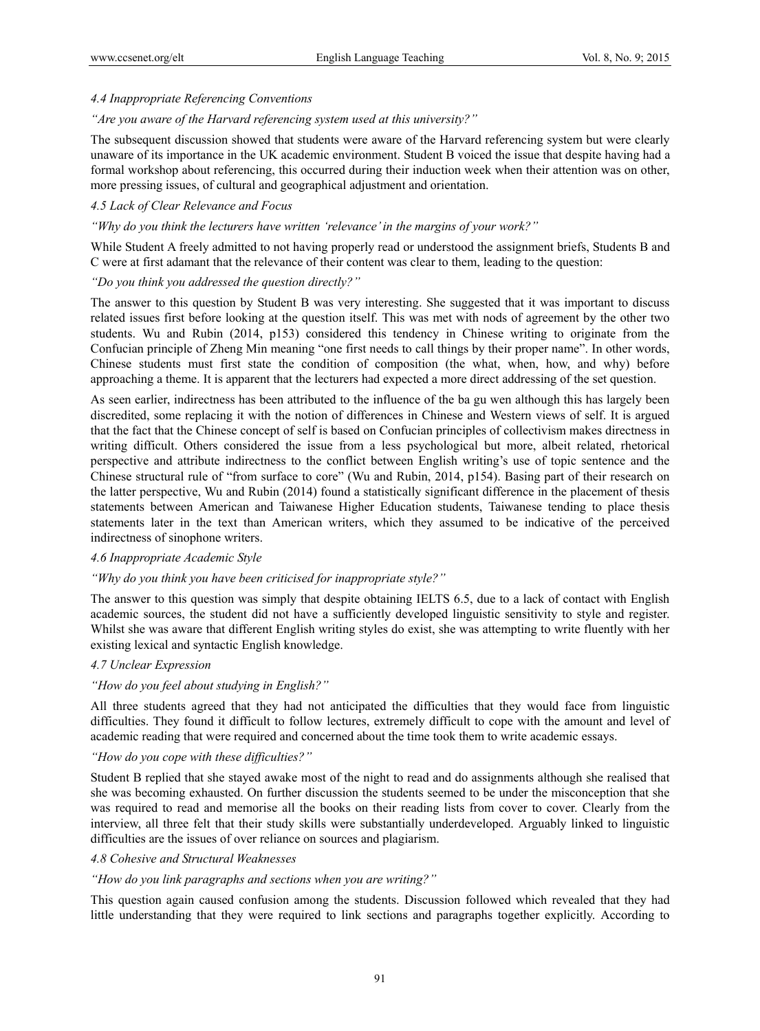### *4.4 Inappropriate Referencing Conventions*

*"Are you aware of the Harvard referencing system used at this university?"*

The subsequent discussion showed that students were aware of the Harvard referencing system but were clearly unaware of its importance in the UK academic environment. Student B voiced the issue that despite having had a formal workshop about referencing, this occurred during their induction week when their attention was on other, more pressing issues, of cultural and geographical adjustment and orientation.

### *4.5 Lack of Clear Relevance and Focus*

*"Why do you think the lecturers have written 'relevance' in the margins of your work?"*

While Student A freely admitted to not having properly read or understood the assignment briefs, Students B and C were at first adamant that the relevance of their content was clear to them, leading to the question:

*"Do you think you addressed the question directly?"*

The answer to this question by Student B was very interesting. She suggested that it was important to discuss related issues first before looking at the question itself. This was met with nods of agreement by the other two students. Wu and Rubin (2014, p153) considered this tendency in Chinese writing to originate from the Confucian principle of Zheng Min meaning "one first needs to call things by their proper name". In other words, Chinese students must first state the condition of composition (the what, when, how, and why) before approaching a theme. It is apparent that the lecturers had expected a more direct addressing of the set question.

As seen earlier, indirectness has been attributed to the influence of the ba gu wen although this has largely been discredited, some replacing it with the notion of differences in Chinese and Western views of self. It is argued that the fact that the Chinese concept of self is based on Confucian principles of collectivism makes directness in writing difficult. Others considered the issue from a less psychological but more, albeit related, rhetorical perspective and attribute indirectness to the conflict between English writing's use of topic sentence and the Chinese structural rule of "from surface to core" (Wu and Rubin, 2014, p154). Basing part of their research on the latter perspective, Wu and Rubin (2014) found a statistically significant difference in the placement of thesis statements between American and Taiwanese Higher Education students, Taiwanese tending to place thesis statements later in the text than American writers, which they assumed to be indicative of the perceived indirectness of sinophone writers.

### *4.6 Inappropriate Academic Style*

*"Why do you think you have been criticised for inappropriate style?"*

The answer to this question was simply that despite obtaining IELTS 6.5, due to a lack of contact with English academic sources, the student did not have a sufficiently developed linguistic sensitivity to style and register. Whilst she was aware that different English writing styles do exist, she was attempting to write fluently with her existing lexical and syntactic English knowledge.

### *4.7 Unclear Expression*

*"How do you feel about studying in English?"*

All three students agreed that they had not anticipated the difficulties that they would face from linguistic difficulties. They found it difficult to follow lectures, extremely difficult to cope with the amount and level of academic reading that were required and concerned about the time took them to write academic essays.

*"How do you cope with these difficulties?"*

Student B replied that she stayed awake most of the night to read and do assignments although she realised that she was becoming exhausted. On further discussion the students seemed to be under the misconception that she was required to read and memorise all the books on their reading lists from cover to cover. Clearly from the interview, all three felt that their study skills were substantially underdeveloped. Arguably linked to linguistic difficulties are the issues of over reliance on sources and plagiarism.

### *4.8 Cohesive and Structural Weaknesses*

*"How do you link paragraphs and sections when you are writing?"*

This question again caused confusion among the students. Discussion followed which revealed that they had little understanding that they were required to link sections and paragraphs together explicitly. According to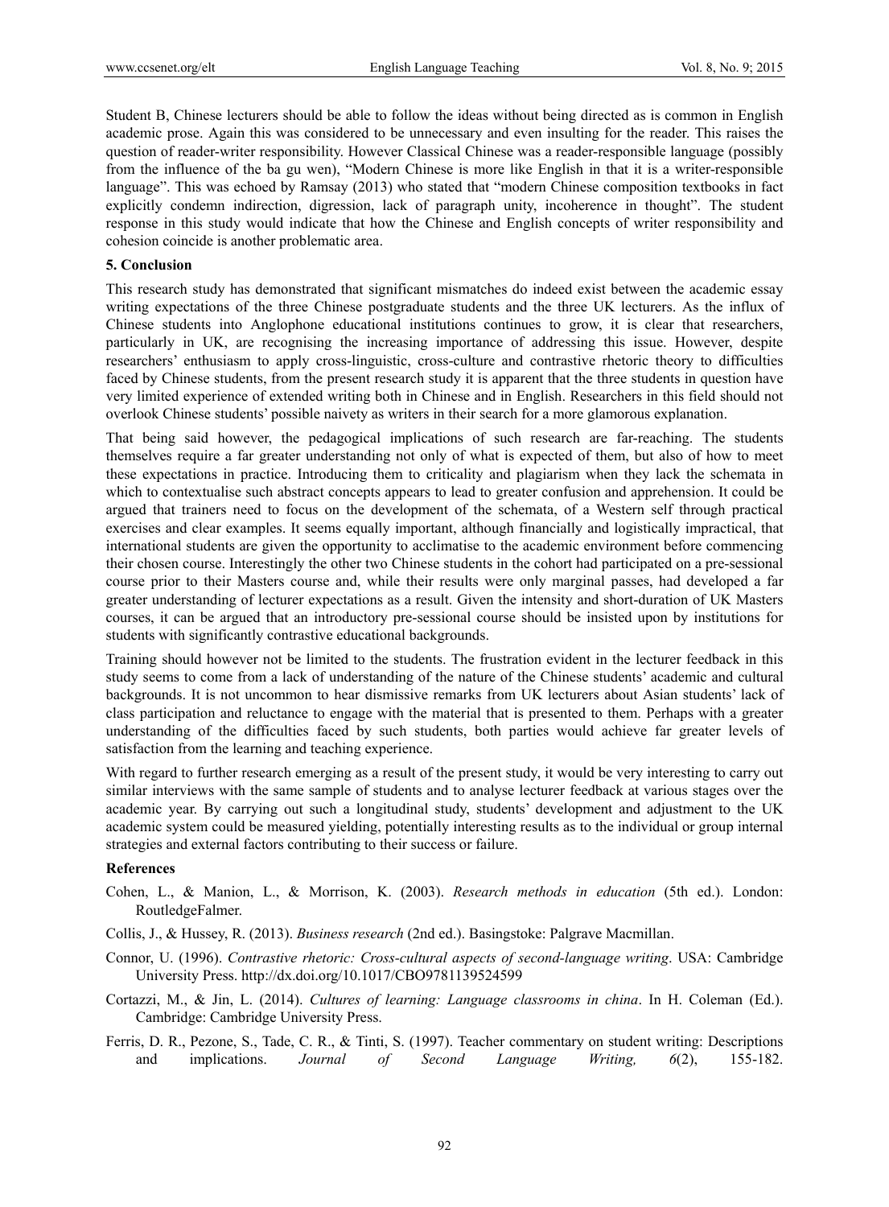Student B, Chinese lecturers should be able to follow the ideas without being directed as is common in English academic prose. Again this was considered to be unnecessary and even insulting for the reader. This raises the question of reader-writer responsibility. However Classical Chinese was a reader-responsible language (possibly from the influence of the ba gu wen), "Modern Chinese is more like English in that it is a writer-responsible language". This was echoed by Ramsay (2013) who stated that "modern Chinese composition textbooks in fact explicitly condemn indirection, digression, lack of paragraph unity, incoherence in thought". The student response in this study would indicate that how the Chinese and English concepts of writer responsibility and cohesion coincide is another problematic area.

## 5. Conclusion

This research study has demonstrated that significant mismatches do indeed exist between the academic essay writing expectations of the three Chinese postgraduate students and the three UK lecturers. As the influx of Chinese students into Anglophone educational institutions continues to grow, it is clear that researchers, particularly in UK, are recognising the increasing importance of addressing this issue. However, despite researchers' enthusiasm to apply cross-linguistic, cross-culture and contrastive rhetoric theory to difficulties faced by Chinese students, from the present research study it is apparent that the three students in question have very limited experience of extended writing both in Chinese and in English. Researchers in this field should not overlook Chinese students' possible naivety as writers in their search for a more glamorous explanation.

That being said however, the pedagogical implications of such research are far-reaching. The students themselves require a far greater understanding not only of what is expected of them, but also of how to meet these expectations in practice. Introducing them to criticality and plagiarism when they lack the schemata in which to contextualise such abstract concepts appears to lead to greater confusion and apprehension. It could be argued that trainers need to focus on the development of the schemata, of a Western self through practical exercises and clear examples. It seems equally important, although financially and logistically impractical, that international students are given the opportunity to acclimatise to the academic environment before commencing their chosen course. Interestingly the other two Chinese students in the cohort had participated on a pre-sessional course prior to their Masters course and, while their results were only marginal passes, had developed a far greater understanding of lecturer expectations as a result. Given the intensity and short-duration of UK Masters courses, it can be argued that an introductory pre-sessional course should be insisted upon by institutions for students with significantly contrastive educational backgrounds.

Training should however not be limited to the students. The frustration evident in the lecturer feedback in this study seems to come from a lack of understanding of the nature of the Chinese students' academic and cultural backgrounds. It is not uncommon to hear dismissive remarks from UK lecturers about Asian students' lack of class participation and reluctance to engage with the material that is presented to them. Perhaps with a greater understanding of the difficulties faced by such students, both parties would achieve far greater levels of satisfaction from the learning and teaching experience.

With regard to further research emerging as a result of the present study, it would be very interesting to carry out similar interviews with the same sample of students and to analyse lecturer feedback at various stages over the academic year. By carrying out such a longitudinal study, students' development and adjustment to the UK academic system could be measured yielding, potentially interesting results as to the individual or group internal strategies and external factors contributing to their success or failure.

## References

Cohen, L., & Manion, L., & Morrison, K. (2003). *Research methods in education* (5th ed.). London: RoutledgeFalmer.

Collis, J., & Hussey, R. (2013). *Business research* (2nd ed.). Basingstoke: Palgrave Macmillan.

Connor, U. (1996). *Contrastive rhetoric: Cross-cultural aspects of second-language writing*. USA: Cambridge University Press. http://dx.doi.org/10.1017/CBO9781139524599

Cortazzi, M., & Jin, L. (2014). *Cultures of learning: Language classrooms in china*. In H. Coleman (Ed.). Cambridge: Cambridge University Press.

Ferris, D. R., Pezone, S., Tade, C. R., & Tinti, S. (1997). Teacher commentary on student writing: Descriptions and implications. *Journal of Second Language Writing, 6*(2), 155-182.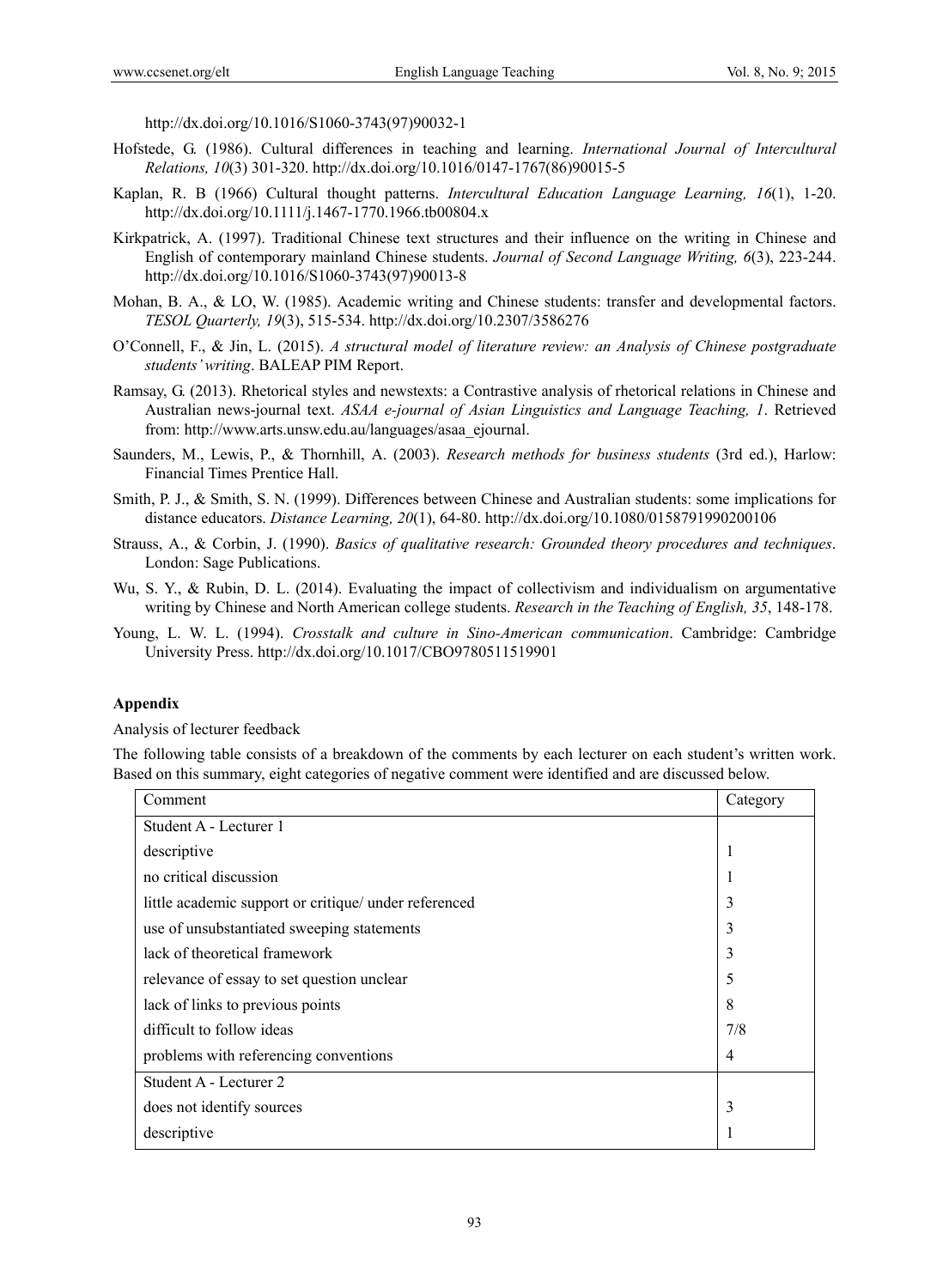http://dx.doi.org/10.1016/S1060-3743(97)90032-1

Hofstede, G. (1986). Cultural differences in teaching and learning. *International Journal of Intercultural Relations, 10*(3) 301-320. http://dx.doi.org/10.1016/0147-1767(86)90015-5

Kaplan, R. B (1966) Cultural thought patterns. *Intercultural Education Language Learning, 16*(1), 1-20. http://dx.doi.org/10.1111/j.1467-1770.1966.tb00804.x

Kirkpatrick, A. (1997). Traditional Chinese text structures and their influence on the writing in Chinese and English of contemporary mainland Chinese students. *Journal of Second Language Writing, 6*(3), 223-244. http://dx.doi.org/10.1016/S1060-3743(97)90013-8

Mohan, B. A., & LO, W. (1985). Academic writing and Chinese students: transfer and developmental factors. *TESOL Quarterly, 19*(3), 515-534. http://dx.doi.org/10.2307/3586276

O'Connell, F., & Jin, L. (2015). *A structural model of literature review: an Analysis of Chinese postgraduate students' writing*. BALEAP PIM Report.

Ramsay, G. (2013). Rhetorical styles and newstexts: a Contrastive analysis of rhetorical relations in Chinese and Australian news-journal text. *ASAA e-journal of Asian Linguistics and Language Teaching, 1*. Retrieved from: http://www.arts.unsw.edu.au/languages/asaa_ejournal.

Saunders, M., Lewis, P., & Thornhill, A. (2003). *Research methods for business students* (3rd ed.), Harlow: Financial Times Prentice Hall.

Smith, P. J., & Smith, S. N. (1999). Differences between Chinese and Australian students: some implications for distance educators. *Distance Learning, 20*(1), 64-80. http://dx.doi.org/10.1080/0158791990200106

Strauss, A., & Corbin, J. (1990). *Basics of qualitative research: Grounded theory procedures and techniques*. London: Sage Publications.

Wu, S. Y., & Rubin, D. L. (2014). Evaluating the impact of collectivism and individualism on argumentative writing by Chinese and North American college students. *Research in the Teaching of English, 35*, 148-178.

Young, L. W. L. (1994). *Crosstalk and culture in Sino-American communication*. Cambridge: Cambridge University Press. http://dx.doi.org/10.1017/CBO9780511519901

**Appendix**

Analysis of lecturer feedback

The following table consists of a breakdown of the comments by each lecturer on each student's written work. Based on this summary, eight categories of negative comment were identified and are discussed below.

| Comment | Category |
|---|---|
| Student A - Lecturer 1 | |
| descriptive | 1 |
| no critical discussion | 1 |
| little academic support or critique/ under referenced | 3 |
| use of unsubstantiated sweeping statements | 3 |
| lack of theoretical framework | 3 |
| relevance of essay to set question unclear | 5 |
| lack of links to previous points | 8 |
| difficult to follow ideas | 7/8 |
| problems with referencing conventions | 4 |
| Student A - Lecturer 2 | |
| does not identify sources | 3 |
| descriptive | 1 |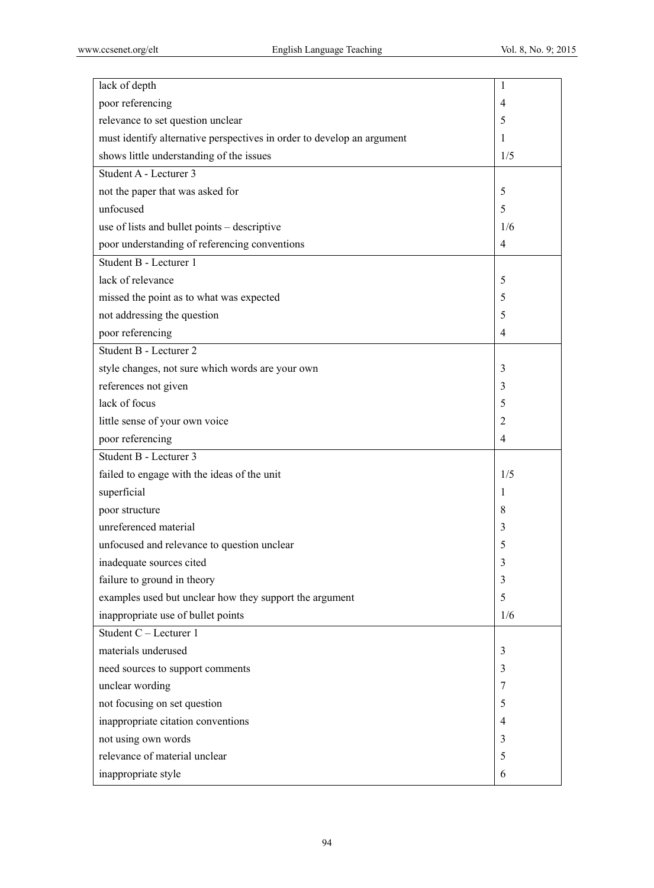| | |
|---|---|
| lack of depth | 1 |
| poor referencing | 4 |
| relevance to set question unclear | 5 |
| must identify alternative perspectives in order to develop an argument | 1 |
| shows little understanding of the issues | 1/5 |
| Student A - Lecturer 3 | |
| not the paper that was asked for | 5 |
| unfocused | 5 |
| use of lists and bullet points – descriptive | 1/6 |
| poor understanding of referencing conventions | 4 |
| Student B - Lecturer 1 | |
| lack of relevance | 5 |
| missed the point as to what was expected | 5 |
| not addressing the question | 5 |
| poor referencing | 4 |
| Student B - Lecturer 2 | |
| style changes, not sure which words are your own | 3 |
| references not given | 3 |
| lack of focus | 5 |
| little sense of your own voice | 2 |
| poor referencing | 4 |
| Student B - Lecturer 3 | |
| failed to engage with the ideas of the unit | 1/5 |
| superficial | 1 |
| poor structure | 8 |
| unreferenced material | 3 |
| unfocused and relevance to question unclear | 5 |
| inadequate sources cited | 3 |
| failure to ground in theory | 3 |
| examples used but unclear how they support the argument | 5 |
| inappropriate use of bullet points | 1/6 |
| Student C – Lecturer 1 | |
| materials underused | 3 |
| need sources to support comments | 3 |
| unclear wording | 7 |
| not focusing on set question | 5 |
| inappropriate citation conventions | 4 |
| not using own words | 3 |
| relevance of material unclear | 5 |
| inappropriate style | 6 |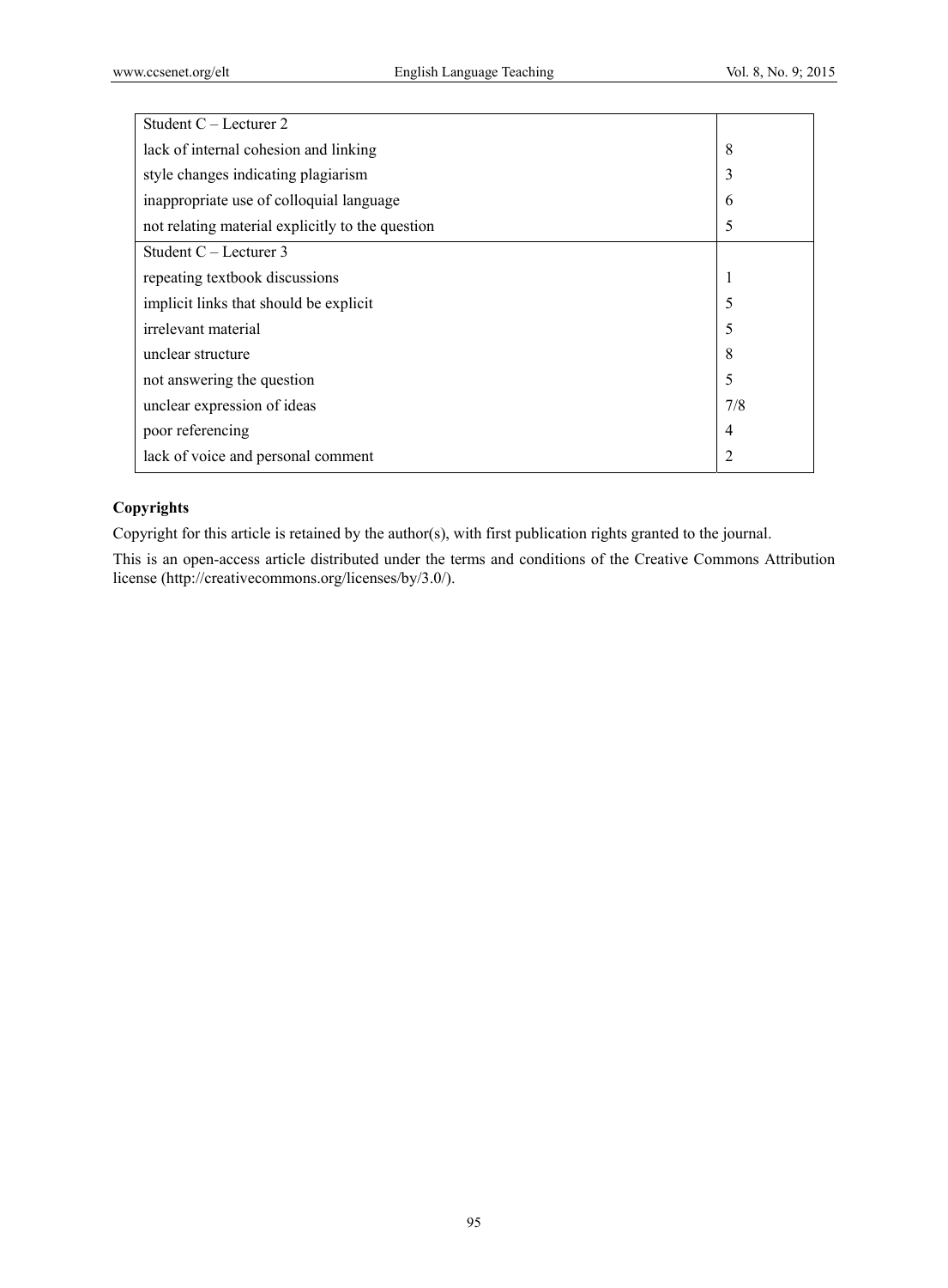| | |
|---|---|
| Student C – Lecturer 2 | |
| lack of internal cohesion and linking | 8 |
| style changes indicating plagiarism | 3 |
| inappropriate use of colloquial language | 6 |
| not relating material explicitly to the question | 5 |
| Student C – Lecturer 3 | |
| repeating textbook discussions | 1 |
| implicit links that should be explicit | 5 |
| irrelevant material | 5 |
| unclear structure | 8 |
| not answering the question | 5 |
| unclear expression of ideas | 7/8 |
| poor referencing | 4 |
| lack of voice and personal comment | 2 |

## Copyrights

Copyright for this article is retained by the author(s), with first publication rights granted to the journal.

This is an open-access article distributed under the terms and conditions of the Creative Commons Attribution license (http://creativecommons.org/licenses/by/3.0/).